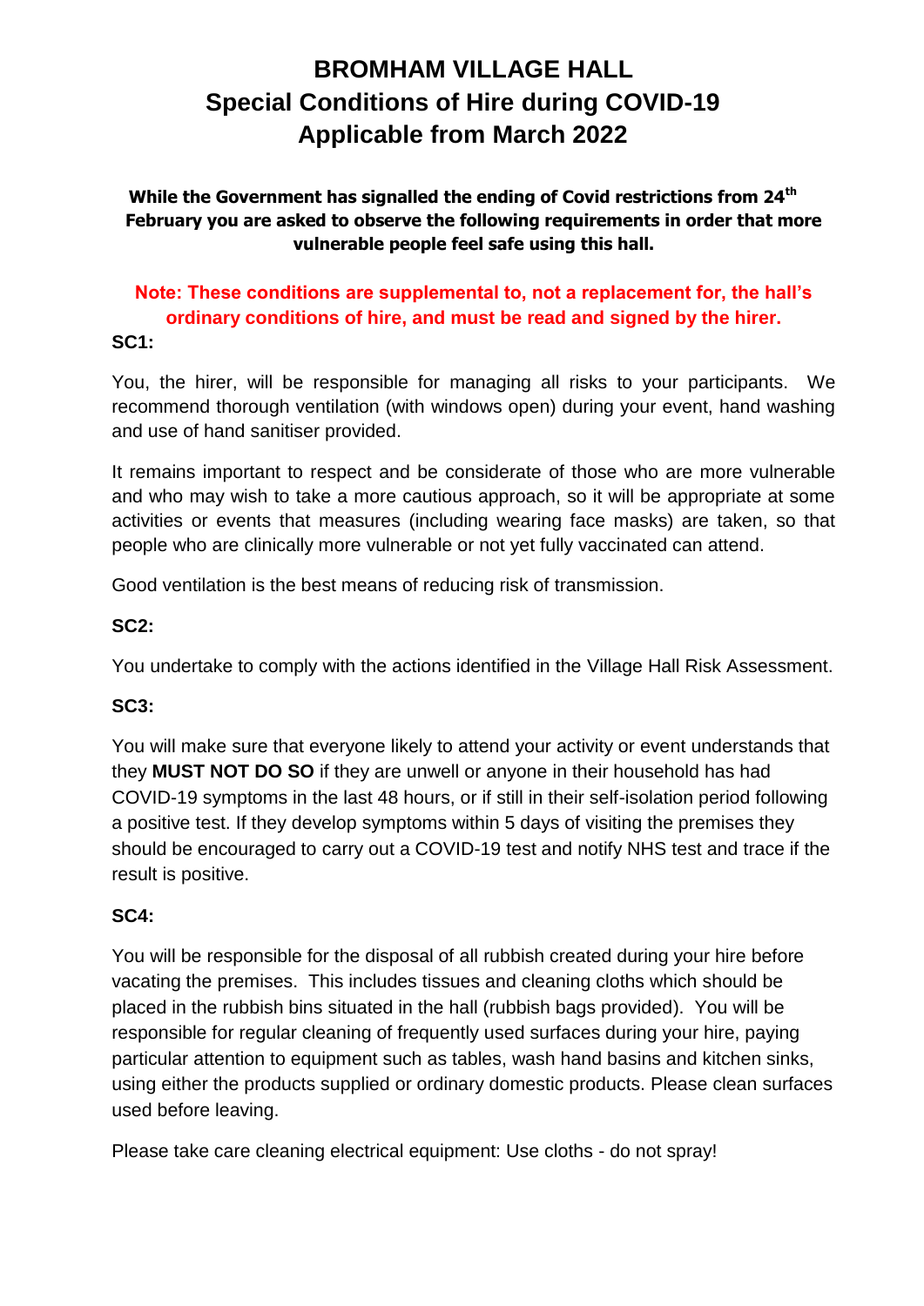# BROMHAM VILLAGE HALL
# Special Conditions of Hire during COVID-19
# Applicable from March 2022

**While the Government has signalled the ending of Covid restrictions from 24th February you are asked to observe the following requirements in order that more vulnerable people feel safe using this hall.**

**Note: These conditions are supplemental to, not a replacement for, the hall's ordinary conditions of hire, and must be read and signed by the hirer.**

**SC1:**

You, the hirer, will be responsible for managing all risks to your participants. We recommend thorough ventilation (with windows open) during your event, hand washing and use of hand sanitiser provided.

It remains important to respect and be considerate of those who are more vulnerable and who may wish to take a more cautious approach, so it will be appropriate at some activities or events that measures (including wearing face masks) are taken, so that people who are clinically more vulnerable or not yet fully vaccinated can attend.

Good ventilation is the best means of reducing risk of transmission.

**SC2:**

You undertake to comply with the actions identified in the Village Hall Risk Assessment.

**SC3:**

You will make sure that everyone likely to attend your activity or event understands that they **MUST NOT DO SO** if they are unwell or anyone in their household has had COVID-19 symptoms in the last 48 hours, or if still in their self-isolation period following a positive test. If they develop symptoms within 5 days of visiting the premises they should be encouraged to carry out a COVID-19 test and notify NHS test and trace if the result is positive.

**SC4:**

You will be responsible for the disposal of all rubbish created during your hire before vacating the premises. This includes tissues and cleaning cloths which should be placed in the rubbish bins situated in the hall (rubbish bags provided). You will be responsible for regular cleaning of frequently used surfaces during your hire, paying particular attention to equipment such as tables, wash hand basins and kitchen sinks, using either the products supplied or ordinary domestic products. Please clean surfaces used before leaving.

Please take care cleaning electrical equipment: Use cloths - do not spray!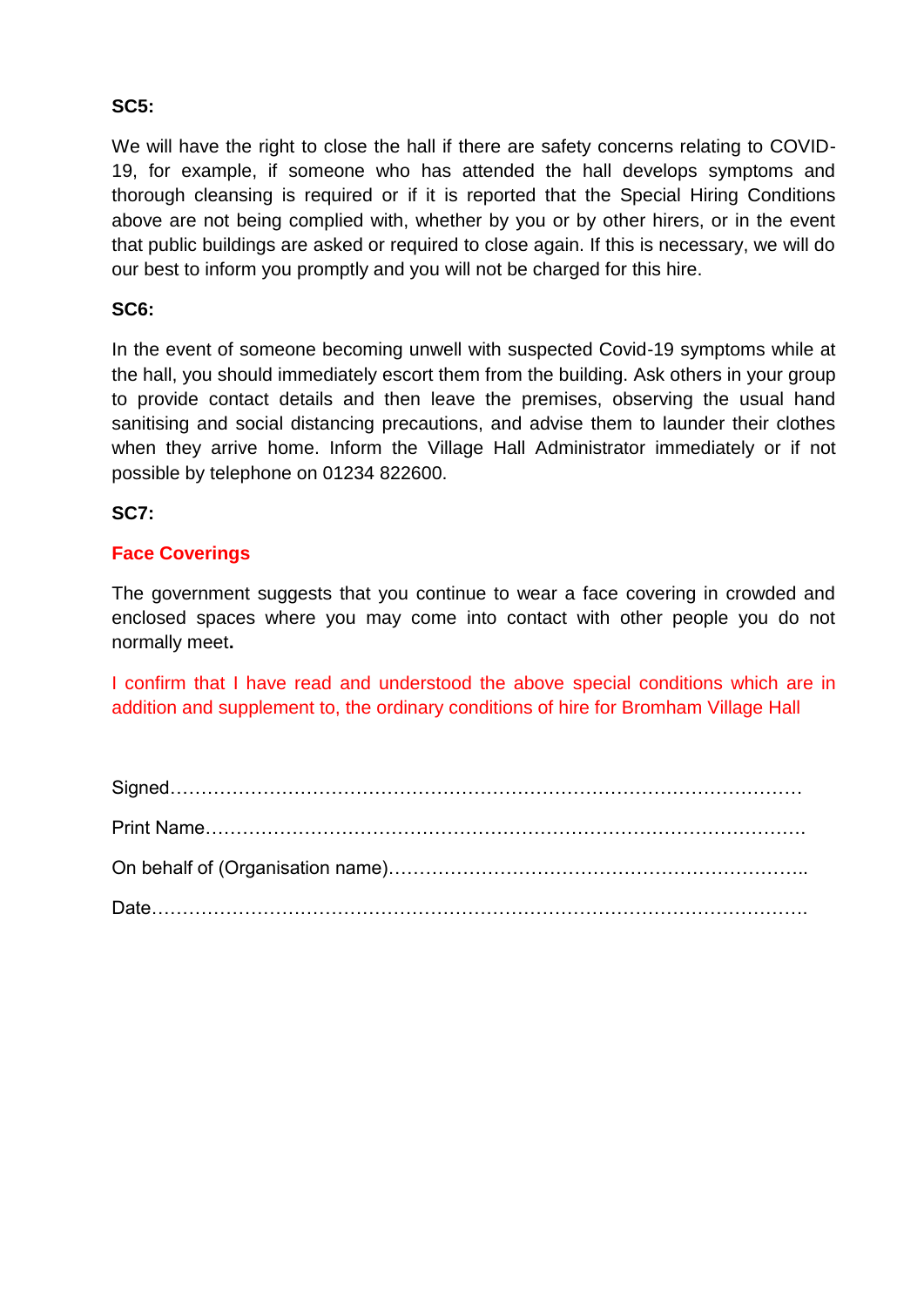**SC5:**

We will have the right to close the hall if there are safety concerns relating to COVID-19, for example, if someone who has attended the hall develops symptoms and thorough cleansing is required or if it is reported that the Special Hiring Conditions above are not being complied with, whether by you or by other hirers, or in the event that public buildings are asked or required to close again. If this is necessary, we will do our best to inform you promptly and you will not be charged for this hire.

**SC6:**

In the event of someone becoming unwell with suspected Covid-19 symptoms while at the hall, you should immediately escort them from the building. Ask others in your group to provide contact details and then leave the premises, observing the usual hand sanitising and social distancing precautions, and advise them to launder their clothes when they arrive home. Inform the Village Hall Administrator immediately or if not possible by telephone on 01234 822600.

**SC7:**

**Face Coverings**

The government suggests that you continue to wear a face covering in crowded and enclosed spaces where you may come into contact with other people you do not normally meet**.**

I confirm that I have read and understood the above special conditions which are in addition and supplement to, the ordinary conditions of hire for Bromham Village Hall

Signed……………………………………………………………………………………

Print Name……………………………………………………………………………….

On behalf of (Organisation name)………………………………………………………..

Date………………………………………………………………………………………….